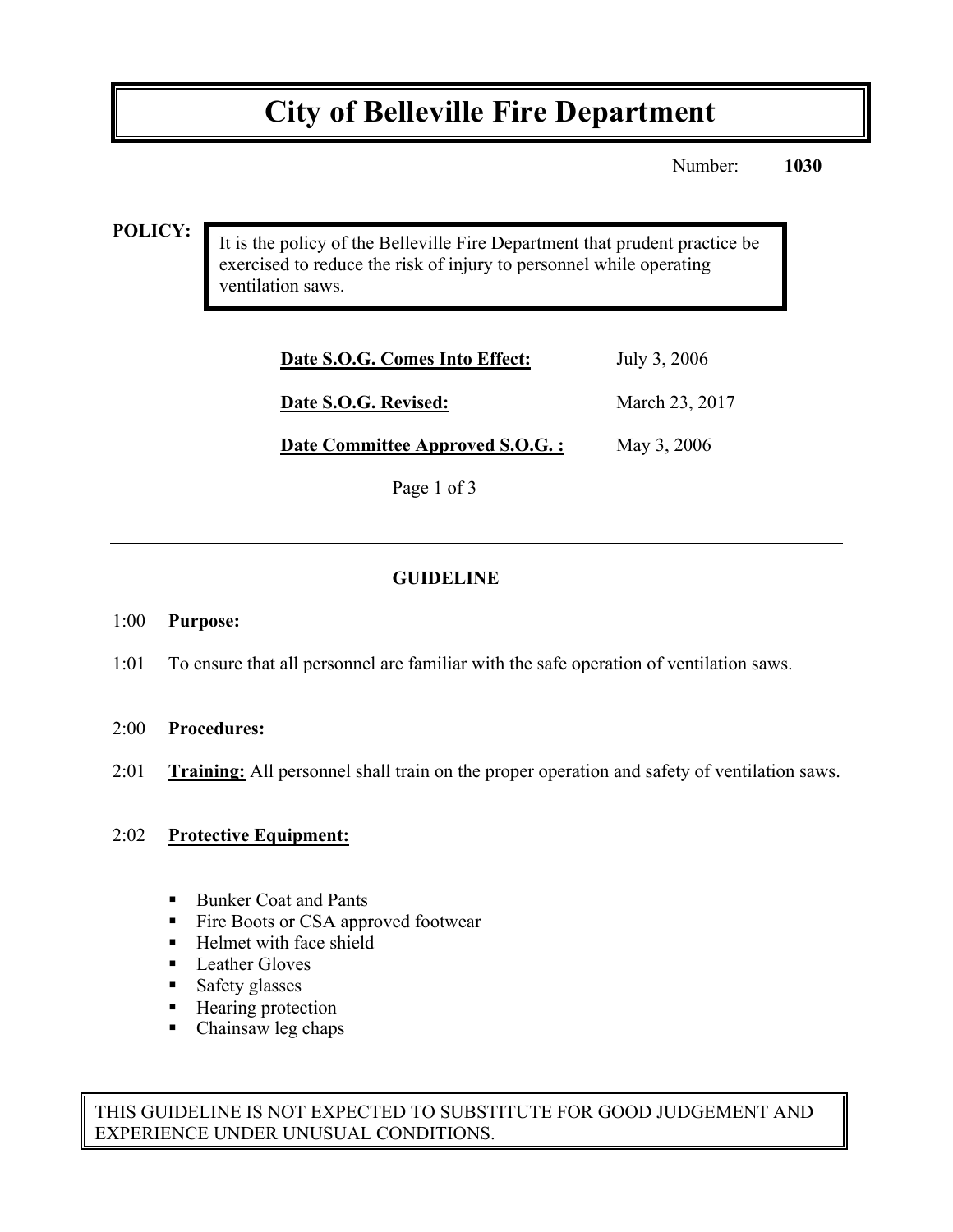# City of Belleville Fire Department

Number: **1030**

**POLICY:**

It is the policy of the Belleville Fire Department that prudent practice be exercised to reduce the risk of injury to personnel while operating ventilation saws.

| | |
|---|---|
| **Date S.O.G. Comes Into Effect:** | July 3, 2006 |
| **Date S.O.G. Revised:** | March 23, 2017 |
| **Date Committee Approved S.O.G. :** | May 3, 2006 |

## GUIDELINE

1:00 **Purpose:**

1:01 To ensure that all personnel are familiar with the safe operation of ventilation saws.

2:00 **Procedures:**

2:01 **Training:** All personnel shall train on the proper operation and safety of ventilation saws.

2:02 **Protective Equipment:**

- Bunker Coat and Pants
- Fire Boots or CSA approved footwear
- Helmet with face shield
- Leather Gloves
- Safety glasses
- Hearing protection
- Chainsaw leg chaps

THIS GUIDELINE IS NOT EXPECTED TO SUBSTITUTE FOR GOOD JUDGEMENT AND EXPERIENCE UNDER UNUSUAL CONDITIONS.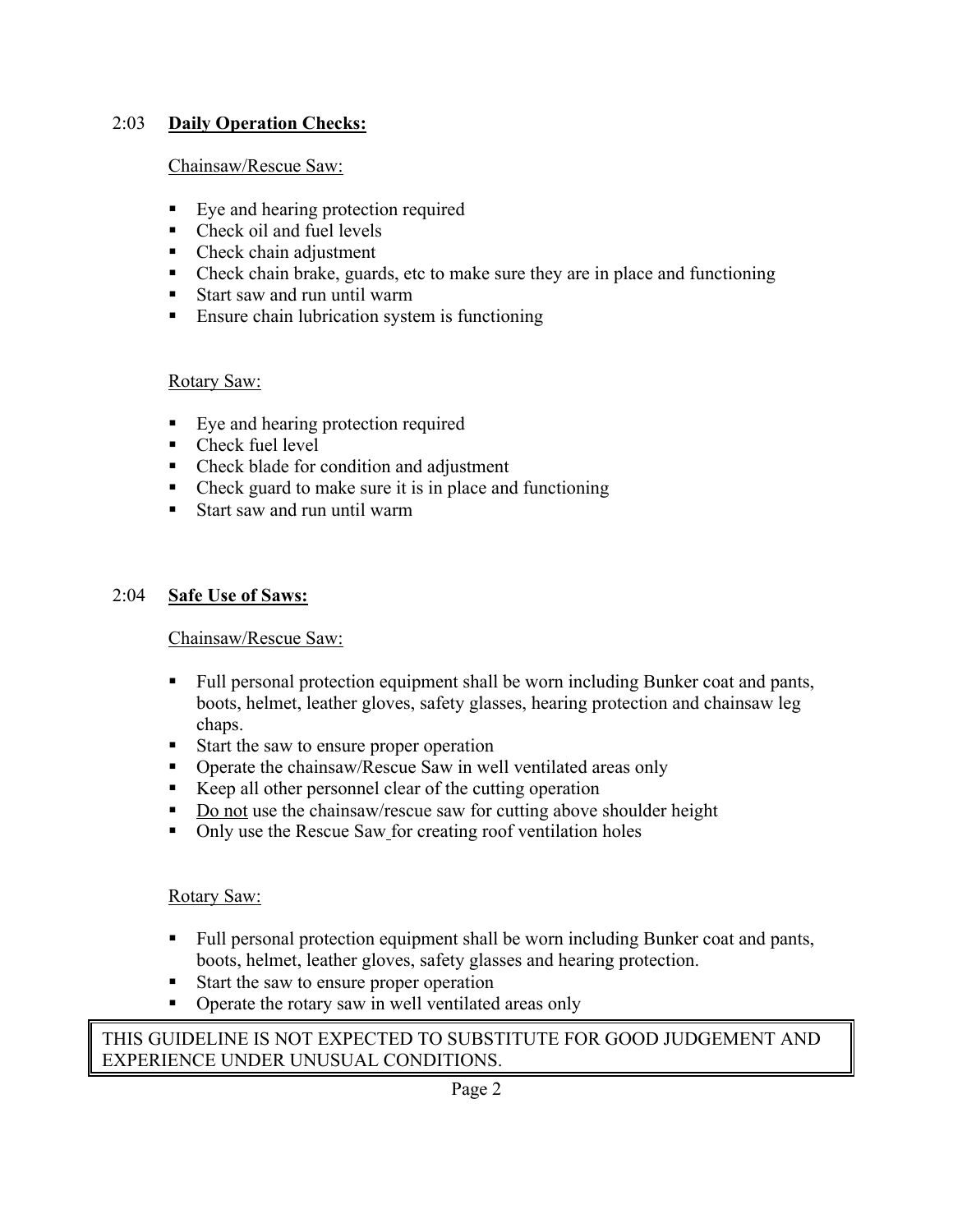## 2:03 **Daily Operation Checks:**

Chainsaw/Rescue Saw:

- Eye and hearing protection required
- Check oil and fuel levels
- Check chain adjustment
- Check chain brake, guards, etc to make sure they are in place and functioning
- Start saw and run until warm
- Ensure chain lubrication system is functioning

Rotary Saw:

- Eye and hearing protection required
- Check fuel level
- Check blade for condition and adjustment
- Check guard to make sure it is in place and functioning
- Start saw and run until warm

## 2:04 **Safe Use of Saws:**

Chainsaw/Rescue Saw:

- Full personal protection equipment shall be worn including Bunker coat and pants, boots, helmet, leather gloves, safety glasses, hearing protection and chainsaw leg chaps.
- Start the saw to ensure proper operation
- Operate the chainsaw/Rescue Saw in well ventilated areas only
- Keep all other personnel clear of the cutting operation
- Do not use the chainsaw/rescue saw for cutting above shoulder height
- Only use the Rescue Saw for creating roof ventilation holes

Rotary Saw:

- Full personal protection equipment shall be worn including Bunker coat and pants, boots, helmet, leather gloves, safety glasses and hearing protection.
- Start the saw to ensure proper operation
- Operate the rotary saw in well ventilated areas only

THIS GUIDELINE IS NOT EXPECTED TO SUBSTITUTE FOR GOOD JUDGEMENT AND EXPERIENCE UNDER UNUSUAL CONDITIONS.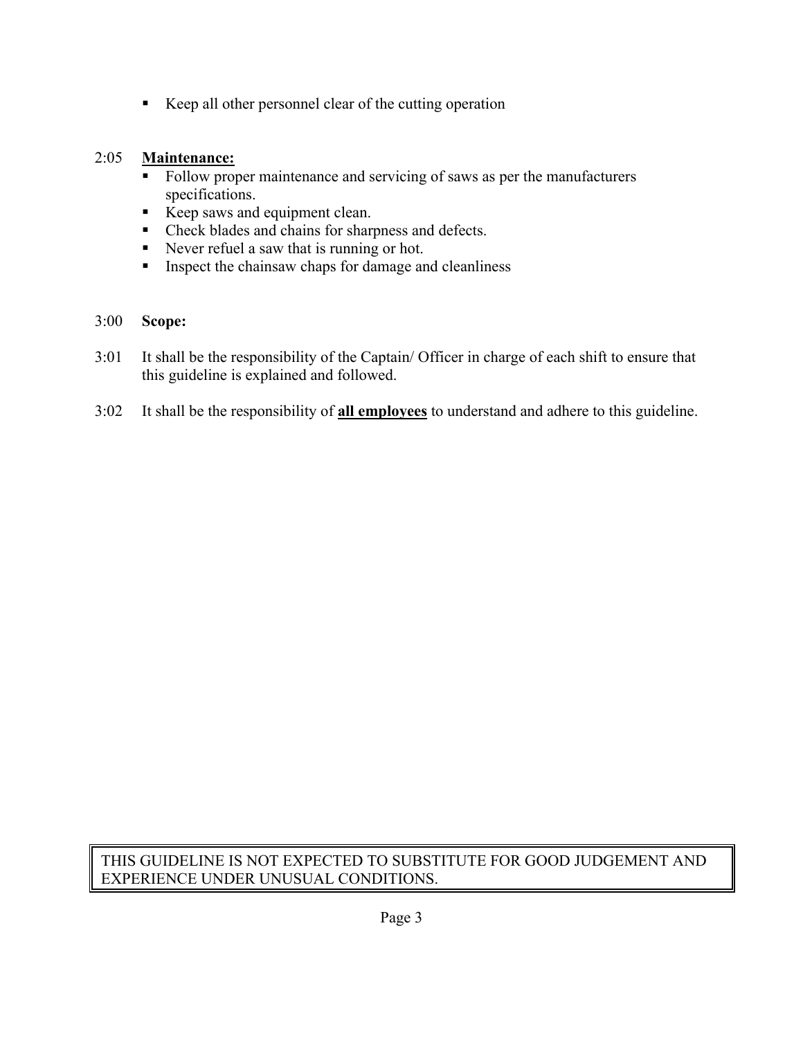- Keep all other personnel clear of the cutting operation

2:05 **Maintenance:**

- Follow proper maintenance and servicing of saws as per the manufacturers specifications.
- Keep saws and equipment clean.
- Check blades and chains for sharpness and defects.
- Never refuel a saw that is running or hot.
- Inspect the chainsaw chaps for damage and cleanliness

3:00 **Scope:**

3:01 It shall be the responsibility of the Captain/ Officer in charge of each shift to ensure that this guideline is explained and followed.

3:02 It shall be the responsibility of **all employees** to understand and adhere to this guideline.

THIS GUIDELINE IS NOT EXPECTED TO SUBSTITUTE FOR GOOD JUDGEMENT AND EXPERIENCE UNDER UNUSUAL CONDITIONS.